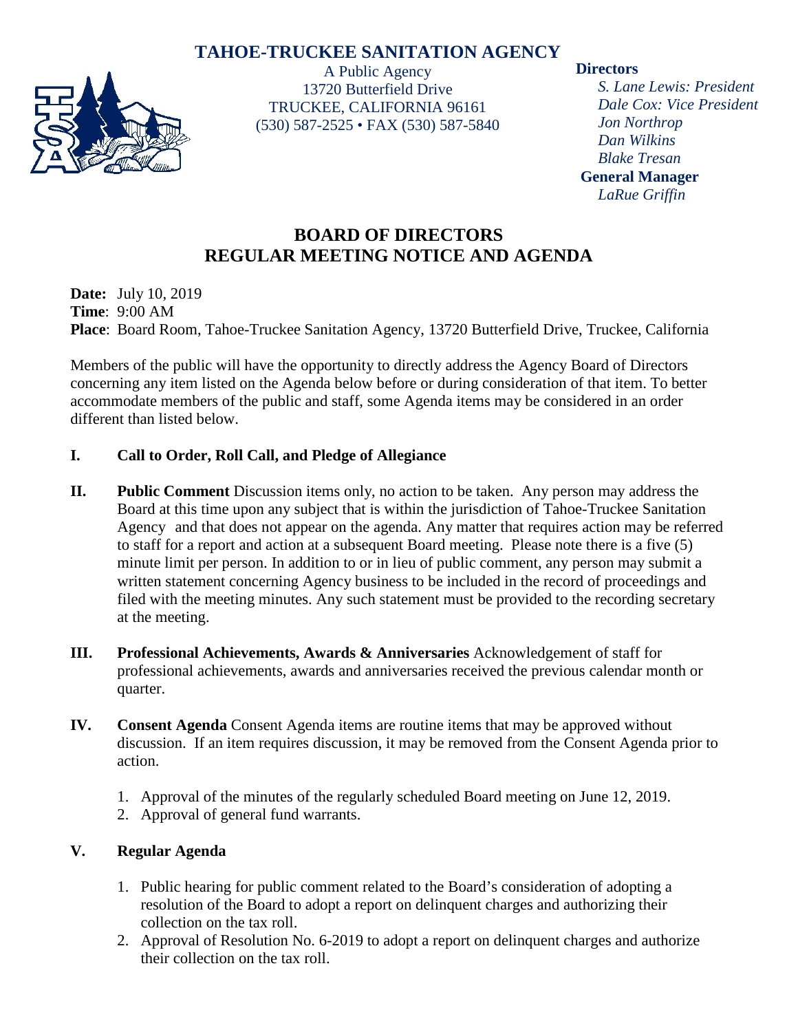# TAHOE-TRUCKEE SANITATION AGENCY

A Public Agency
13720 Butterfield Drive
TRUCKEE, CALIFORNIA 96161
(530) 587-2525 • FAX (530) 587-5840

**Directors**
*S. Lane Lewis: President*
*Dale Cox: Vice President*
*Jon Northrop*
*Dan Wilkins*
*Blake Tresan*

**General Manager**
*LaRue Griffin*

## BOARD OF DIRECTORS
## REGULAR MEETING NOTICE AND AGENDA

**Date:** July 10, 2019
**Time**: 9:00 AM
**Place**: Board Room, Tahoe-Truckee Sanitation Agency, 13720 Butterfield Drive, Truckee, California

Members of the public will have the opportunity to directly address the Agency Board of Directors concerning any item listed on the Agenda below before or during consideration of that item. To better accommodate members of the public and staff, some Agenda items may be considered in an order different than listed below.

**I. Call to Order, Roll Call, and Pledge of Allegiance**

**II. Public Comment** Discussion items only, no action to be taken. Any person may address the Board at this time upon any subject that is within the jurisdiction of Tahoe-Truckee Sanitation Agency and that does not appear on the agenda. Any matter that requires action may be referred to staff for a report and action at a subsequent Board meeting. Please note there is a five (5) minute limit per person. In addition to or in lieu of public comment, any person may submit a written statement concerning Agency business to be included in the record of proceedings and filed with the meeting minutes. Any such statement must be provided to the recording secretary at the meeting.

**III. Professional Achievements, Awards & Anniversaries** Acknowledgement of staff for professional achievements, awards and anniversaries received the previous calendar month or quarter.

**IV. Consent Agenda** Consent Agenda items are routine items that may be approved without discussion. If an item requires discussion, it may be removed from the Consent Agenda prior to action.

1. Approval of the minutes of the regularly scheduled Board meeting on June 12, 2019.
2. Approval of general fund warrants.

**V. Regular Agenda**

1. Public hearing for public comment related to the Board's consideration of adopting a resolution of the Board to adopt a report on delinquent charges and authorizing their collection on the tax roll.
2. Approval of Resolution No. 6-2019 to adopt a report on delinquent charges and authorize their collection on the tax roll.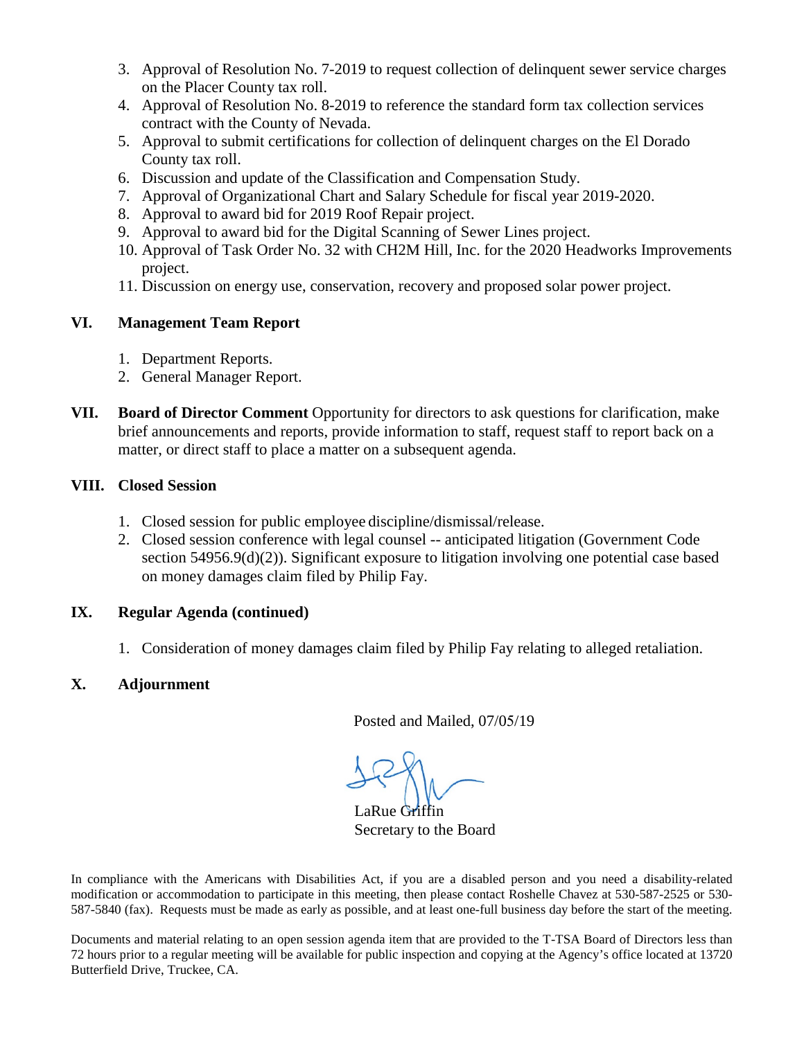3. Approval of Resolution No. 7-2019 to request collection of delinquent sewer service charges on the Placer County tax roll.
4. Approval of Resolution No. 8-2019 to reference the standard form tax collection services contract with the County of Nevada.
5. Approval to submit certifications for collection of delinquent charges on the El Dorado County tax roll.
6. Discussion and update of the Classification and Compensation Study.
7. Approval of Organizational Chart and Salary Schedule for fiscal year 2019-2020.
8. Approval to award bid for 2019 Roof Repair project.
9. Approval to award bid for the Digital Scanning of Sewer Lines project.
10. Approval of Task Order No. 32 with CH2M Hill, Inc. for the 2020 Headworks Improvements project.
11. Discussion on energy use, conservation, recovery and proposed solar power project.

## VI. Management Team Report

1. Department Reports.
2. General Manager Report.

## VII. Board of Director Comment

**Board of Director Comment** Opportunity for directors to ask questions for clarification, make brief announcements and reports, provide information to staff, request staff to report back on a matter, or direct staff to place a matter on a subsequent agenda.

## VIII. Closed Session

1. Closed session for public employee discipline/dismissal/release.
2. Closed session conference with legal counsel -- anticipated litigation (Government Code section 54956.9(d)(2)). Significant exposure to litigation involving one potential case based on money damages claim filed by Philip Fay.

## IX. Regular Agenda (continued)

1. Consideration of money damages claim filed by Philip Fay relating to alleged retaliation.

## X. Adjournment

Posted and Mailed, 07/05/19

LaRue Griffin
Secretary to the Board

In compliance with the Americans with Disabilities Act, if you are a disabled person and you need a disability-related modification or accommodation to participate in this meeting, then please contact Roshelle Chavez at 530-587-2525 or 530-587-5840 (fax). Requests must be made as early as possible, and at least one-full business day before the start of the meeting.

Documents and material relating to an open session agenda item that are provided to the T-TSA Board of Directors less than 72 hours prior to a regular meeting will be available for public inspection and copying at the Agency's office located at 13720 Butterfield Drive, Truckee, CA.